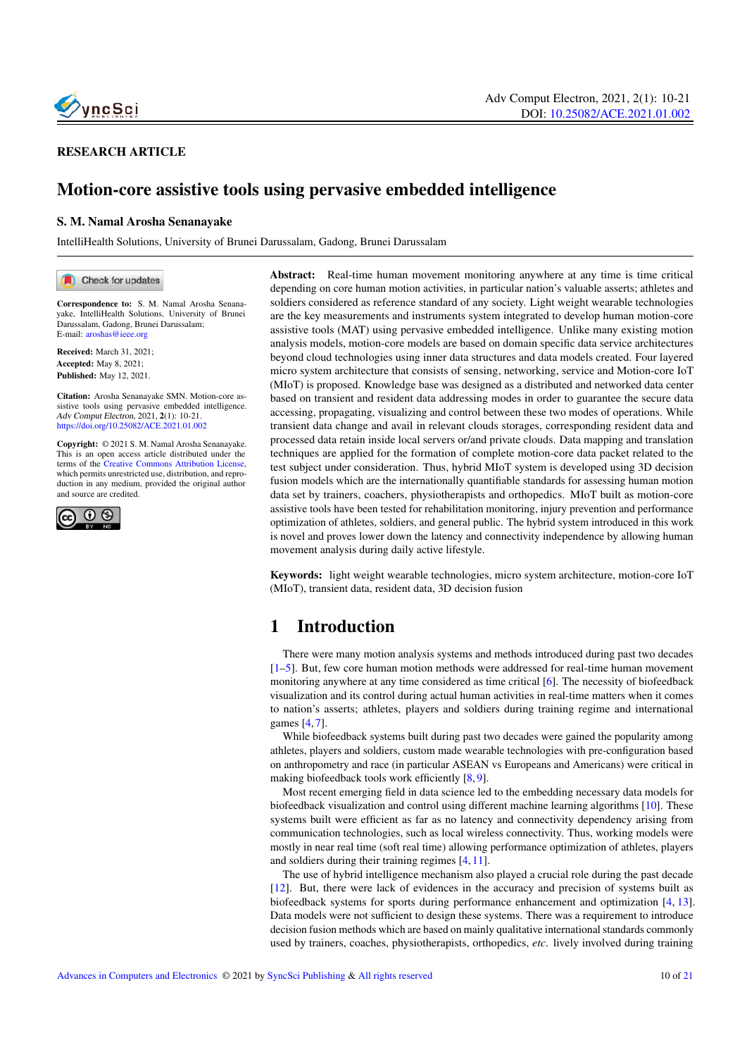RESEARCH ARTICLE

# Motion-core assistive tools using pervasive embedded intelligence

**S. M. Namal Arosha Senanayake**

IntelliHealth Solutions, University of Brunei Darussalam, Gadong, Brunei Darussalam

**Correspondence to:** S. M. Namal Arosha Senanayake, IntelliHealth Solutions, University of Brunei Darussalam, Gadong, Brunei Darussalam; E-mail: aroshas@ieee.org

**Received:** March 31, 2021; **Accepted:** May 8, 2021; **Published:** May 12, 2021.

**Citation:** Arosha Senanayake SMN. Motion-core assistive tools using pervasive embedded intelligence. *Adv Comput Electron*, 2021, **2**(1): 10-21. https://doi.org/10.25082/ACE.2021.01.002

**Copyright:** © 2021 S. M. Namal Arosha Senanayake. This is an open access article distributed under the terms of the Creative Commons Attribution License, which permits unrestricted use, distribution, and reproduction in any medium, provided the original author and source are credited.

**Abstract:** Real-time human movement monitoring anywhere at any time is time critical depending on core human motion activities, in particular nation's valuable asserts; athletes and soldiers considered as reference standard of any society. Light weight wearable technologies are the key measurements and instruments system integrated to develop human motion-core assistive tools (MAT) using pervasive embedded intelligence. Unlike many existing motion analysis models, motion-core models are based on domain specific data service architectures beyond cloud technologies using inner data structures and data models created. Four layered micro system architecture that consists of sensing, networking, service and Motion-core IoT (MIoT) is proposed. Knowledge base was designed as a distributed and networked data center based on transient and resident data addressing modes in order to guarantee the secure data accessing, propagating, visualizing and control between these two modes of operations. While transient data change and avail in relevant clouds storages, corresponding resident data and processed data retain inside local servers or/and private clouds. Data mapping and translation techniques are applied for the formation of complete motion-core data packet related to the test subject under consideration. Thus, hybrid MIoT system is developed using 3D decision fusion models which are the internationally quantifiable standards for assessing human motion data set by trainers, coachers, physiotherapists and orthopedics. MIoT built as motion-core assistive tools have been tested for rehabilitation monitoring, injury prevention and performance optimization of athletes, soldiers, and general public. The hybrid system introduced in this work is novel and proves lower down the latency and connectivity independence by allowing human movement analysis during daily active lifestyle.

**Keywords:** light weight wearable technologies, micro system architecture, motion-core IoT (MIoT), transient data, resident data, 3D decision fusion

## 1 Introduction

There were many motion analysis systems and methods introduced during past two decades [1–5]. But, few core human motion methods were addressed for real-time human movement monitoring anywhere at any time considered as time critical [6]. The necessity of biofeedback visualization and its control during actual human activities in real-time matters when it comes to nation's asserts; athletes, players and soldiers during training regime and international games [4, 7].

While biofeedback systems built during past two decades were gained the popularity among athletes, players and soldiers, custom made wearable technologies with pre-configuration based on anthropometry and race (in particular ASEAN vs Europeans and Americans) were critical in making biofeedback tools work efficiently [8, 9].

Most recent emerging field in data science led to the embedding necessary data models for biofeedback visualization and control using different machine learning algorithms [10]. These systems built were efficient as far as no latency and connectivity dependency arising from communication technologies, such as local wireless connectivity. Thus, working models were mostly in near real time (soft real time) allowing performance optimization of athletes, players and soldiers during their training regimes [4, 11].

The use of hybrid intelligence mechanism also played a crucial role during the past decade [12]. But, there were lack of evidences in the accuracy and precision of systems built as biofeedback systems for sports during performance enhancement and optimization [4, 13]. Data models were not sufficient to design these systems. There was a requirement to introduce decision fusion methods which are based on mainly qualitative international standards commonly used by trainers, coaches, physiotherapists, orthopedics, *etc*. lively involved during training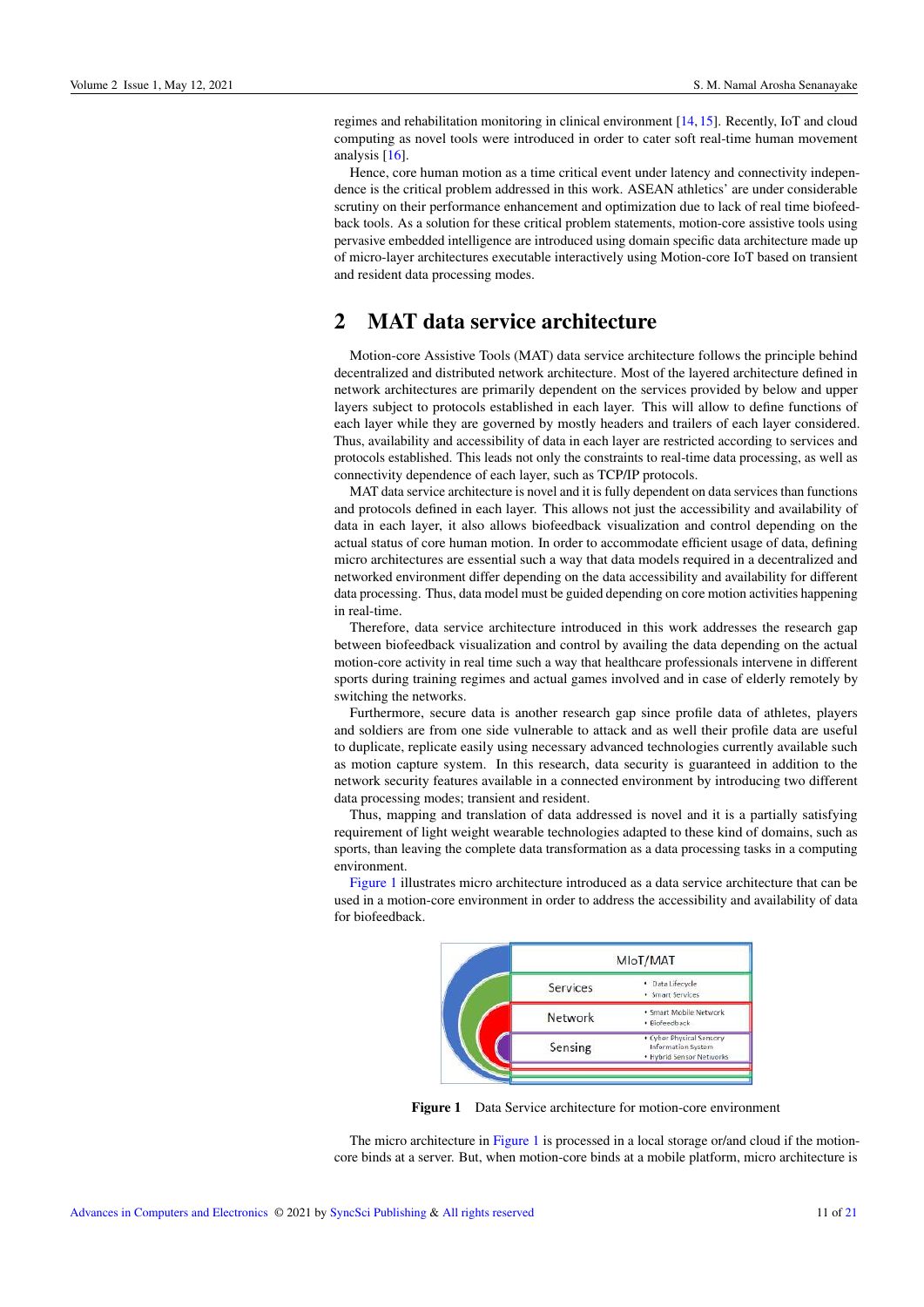regimes and rehabilitation monitoring in clinical environment [14, 15]. Recently, IoT and cloud computing as novel tools were introduced in order to cater soft real-time human movement analysis [16].

Hence, core human motion as a time critical event under latency and connectivity independence is the critical problem addressed in this work. ASEAN athletics' are under considerable scrutiny on their performance enhancement and optimization due to lack of real time biofeedback tools. As a solution for these critical problem statements, motion-core assistive tools using pervasive embedded intelligence are introduced using domain specific data architecture made up of micro-layer architectures executable interactively using Motion-core IoT based on transient and resident data processing modes.

## 2 MAT data service architecture

Motion-core Assistive Tools (MAT) data service architecture follows the principle behind decentralized and distributed network architecture. Most of the layered architecture defined in network architectures are primarily dependent on the services provided by below and upper layers subject to protocols established in each layer. This will allow to define functions of each layer while they are governed by mostly headers and trailers of each layer considered. Thus, availability and accessibility of data in each layer are restricted according to services and protocols established. This leads not only the constraints to real-time data processing, as well as connectivity dependence of each layer, such as TCP/IP protocols.

MAT data service architecture is novel and it is fully dependent on data services than functions and protocols defined in each layer. This allows not just the accessibility and availability of data in each layer, it also allows biofeedback visualization and control depending on the actual status of core human motion. In order to accommodate efficient usage of data, defining micro architectures are essential such a way that data models required in a decentralized and networked environment differ depending on the data accessibility and availability for different data processing. Thus, data model must be guided depending on core motion activities happening in real-time.

Therefore, data service architecture introduced in this work addresses the research gap between biofeedback visualization and control by availing the data depending on the actual motion-core activity in real time such a way that healthcare professionals intervene in different sports during training regimes and actual games involved and in case of elderly remotely by switching the networks.

Furthermore, secure data is another research gap since profile data of athletes, players and soldiers are from one side vulnerable to attack and as well their profile data are useful to duplicate, replicate easily using necessary advanced technologies currently available such as motion capture system. In this research, data security is guaranteed in addition to the network security features available in a connected environment by introducing two different data processing modes; transient and resident.

Thus, mapping and translation of data addressed is novel and it is a partially satisfying requirement of light weight wearable technologies adapted to these kind of domains, such as sports, than leaving the complete data transformation as a data processing tasks in a computing environment.

Figure 1 illustrates micro architecture introduced as a data service architecture that can be used in a motion-core environment in order to address the accessibility and availability of data for biofeedback.

MIoT/MAT

Services
• Data Lifecycle
• Smart Services

Network
• Smart Mobile Network
• Biofeedback

Sensing
• Cyber Physical Sensory Information System
• Hybrid Sensor Networks

**Figure 1** Data Service architecture for motion-core environment

The micro architecture in Figure 1 is processed in a local storage or/and cloud if the motion-core binds at a server. But, when motion-core binds at a mobile platform, micro architecture is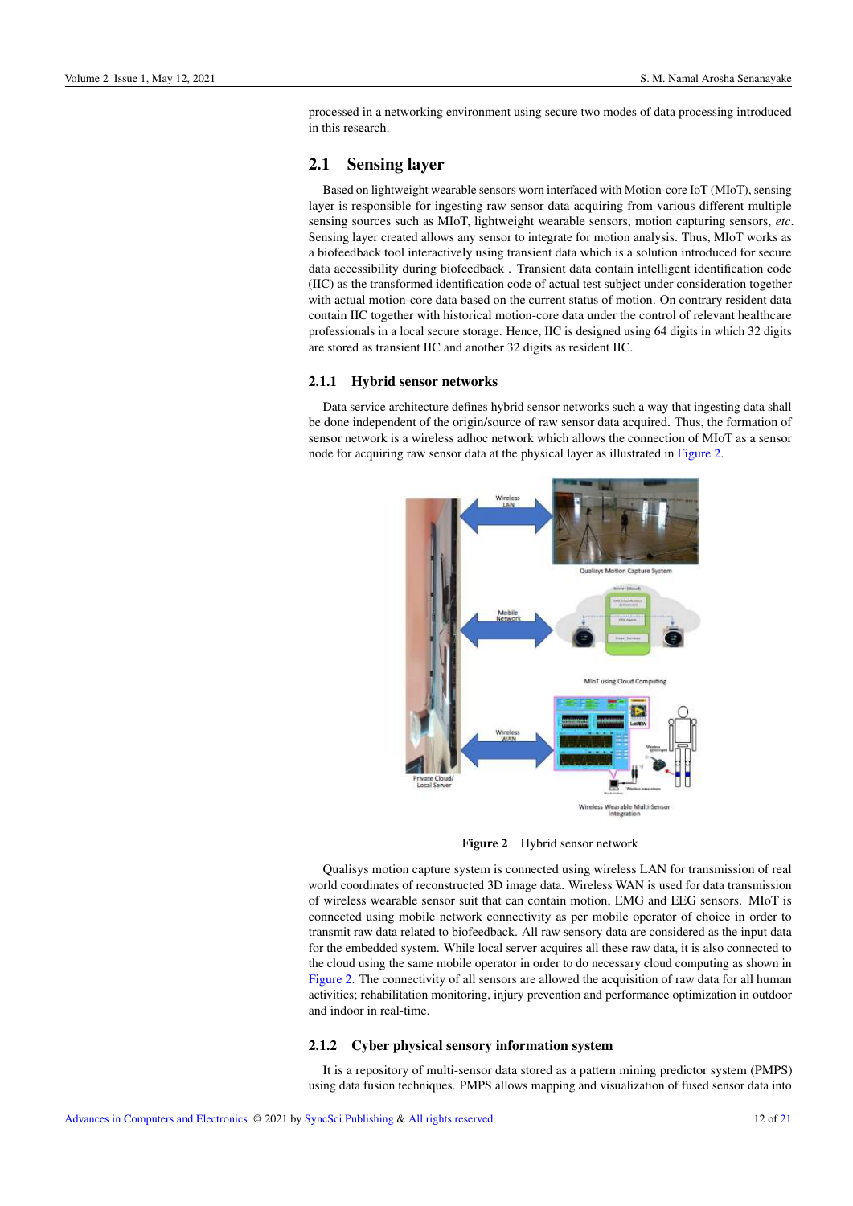processed in a networking environment using secure two modes of data processing introduced in this research.

## 2.1 Sensing layer

Based on lightweight wearable sensors worn interfaced with Motion-core IoT (MIoT), sensing layer is responsible for ingesting raw sensor data acquiring from various different multiple sensing sources such as MIoT, lightweight wearable sensors, motion capturing sensors, *etc*. Sensing layer created allows any sensor to integrate for motion analysis. Thus, MIoT works as a biofeedback tool interactively using transient data which is a solution introduced for secure data accessibility during biofeedback . Transient data contain intelligent identification code (IIC) as the transformed identification code of actual test subject under consideration together with actual motion-core data based on the current status of motion. On contrary resident data contain IIC together with historical motion-core data under the control of relevant healthcare professionals in a local secure storage. Hence, IIC is designed using 64 digits in which 32 digits are stored as transient IIC and another 32 digits as resident IIC.

### 2.1.1 Hybrid sensor networks

Data service architecture defines hybrid sensor networks such a way that ingesting data shall be done independent of the origin/source of raw sensor data acquired. Thus, the formation of sensor network is a wireless adhoc network which allows the connection of MIoT as a sensor node for acquiring raw sensor data at the physical layer as illustrated in Figure 2.

Wireless LAN

Qualisys Motion Capture System

Mobile Network

MIoT using Cloud Computing

Wireless WAN

Private Cloud/ Local Server

Wireless Wearable Multi-Sensor Integration

**Figure 2** Hybrid sensor network

Qualisys motion capture system is connected using wireless LAN for transmission of real world coordinates of reconstructed 3D image data. Wireless WAN is used for data transmission of wireless wearable sensor suit that can contain motion, EMG and EEG sensors. MIoT is connected using mobile network connectivity as per mobile operator of choice in order to transmit raw data related to biofeedback. All raw sensory data are considered as the input data for the embedded system. While local server acquires all these raw data, it is also connected to the cloud using the same mobile operator in order to do necessary cloud computing as shown in Figure 2. The connectivity of all sensors are allowed the acquisition of raw data for all human activities; rehabilitation monitoring, injury prevention and performance optimization in outdoor and indoor in real-time.

### 2.1.2 Cyber physical sensory information system

It is a repository of multi-sensor data stored as a pattern mining predictor system (PMPS) using data fusion techniques. PMPS allows mapping and visualization of fused sensor data into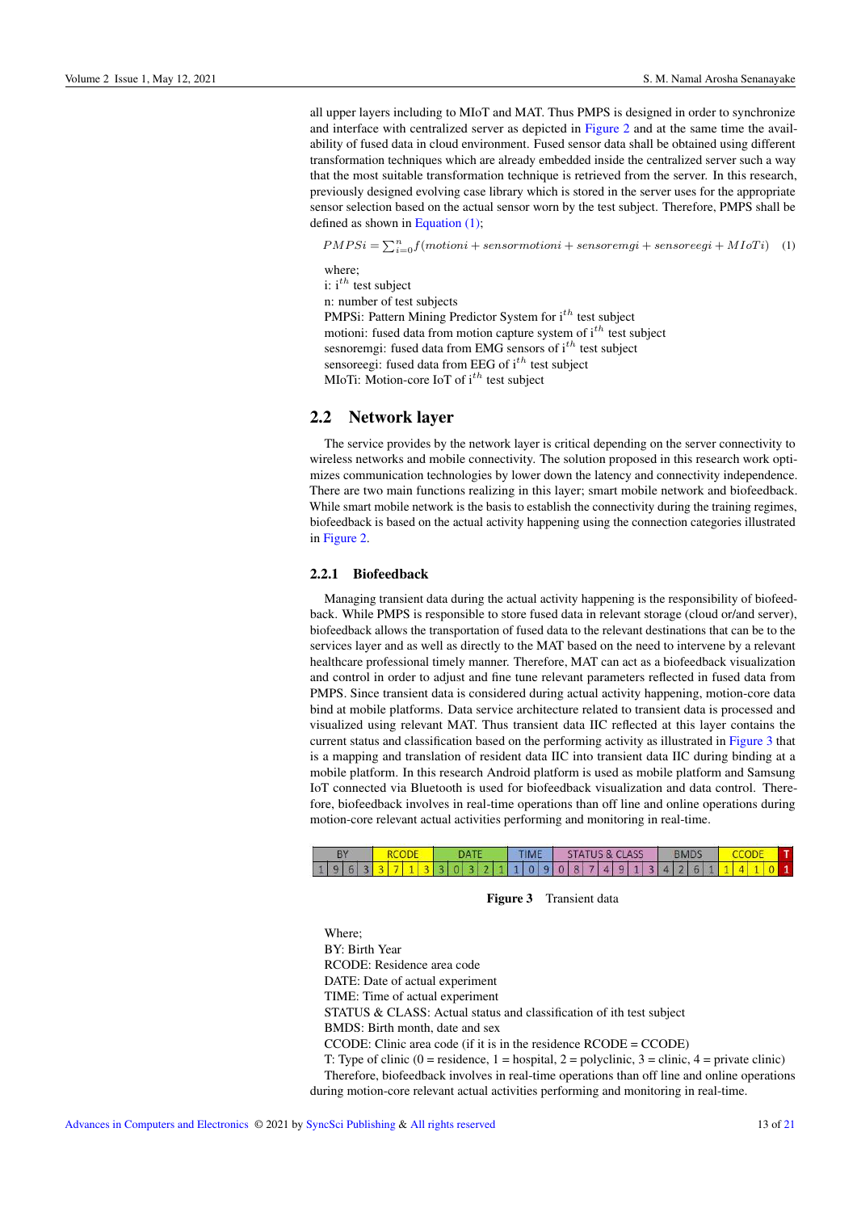all upper layers including to MIoT and MAT. Thus PMPS is designed in order to synchronize and interface with centralized server as depicted in Figure 2 and at the same time the availability of fused data in cloud environment. Fused sensor data shall be obtained using different transformation techniques which are already embedded inside the centralized server such a way that the most suitable transformation technique is retrieved from the server. In this research, previously designed evolving case library which is stored in the server uses for the appropriate sensor selection based on the actual sensor worn by the test subject. Therefore, PMPS shall be defined as shown in Equation (1);

$$PMPSi = \sum_{i=0}^{n} f(motioni + sensormotioni + sensoremgi + sensoreegi + MIoTi) \quad (1)$$

where;
i: $i^{th}$ test subject
n: number of test subjects
PMPSi: Pattern Mining Predictor System for $i^{th}$ test subject
motioni: fused data from motion capture system of $i^{th}$ test subject
sesnoremgi: fused data from EMG sensors of $i^{th}$ test subject
sensoreegi: fused data from EEG of $i^{th}$ test subject
MIoTi: Motion-core IoT of $i^{th}$ test subject

## 2.2 Network layer

The service provides by the network layer is critical depending on the server connectivity to wireless networks and mobile connectivity. The solution proposed in this research work optimizes communication technologies by lower down the latency and connectivity independence. There are two main functions realizing in this layer; smart mobile network and biofeedback. While smart mobile network is the basis to establish the connectivity during the training regimes, biofeedback is based on the actual activity happening using the connection categories illustrated in Figure 2.

### 2.2.1 Biofeedback

Managing transient data during the actual activity happening is the responsibility of biofeedback. While PMPS is responsible to store fused data in relevant storage (cloud or/and server), biofeedback allows the transportation of fused data to the relevant destinations that can be to the services layer and as well as directly to the MAT based on the need to intervene by a relevant healthcare professional timely manner. Therefore, MAT can act as a biofeedback visualization and control in order to adjust and fine tune relevant parameters reflected in fused data from PMPS. Since transient data is considered during actual activity happening, motion-core data bind at mobile platforms. Data service architecture related to transient data is processed and visualized using relevant MAT. Thus transient data IIC reflected at this layer contains the current status and classification based on the performing activity as illustrated in Figure 3 that is a mapping and translation of resident data IIC into transient data IIC during binding at a mobile platform. In this research Android platform is used as mobile platform and Samsung IoT connected via Bluetooth is used for biofeedback visualization and data control. Therefore, biofeedback involves in real-time operations than off line and online operations during motion-core relevant actual activities performing and monitoring in real-time.

| BY | | | | RCODE | | | | DATE | | | | | | TIME | | | STATUS & CLASS | | | | | | | BMDS | | | | CCODE | | | | T |
|---|---|---|---|---|---|---|---|---|---|---|---|---|---|---|---|---|---|---|---|---|---|---|---|---|---|---|---|---|---|---|---|---|
| 1 | 9 | 6 | 3 | 3 | 7 | 1 | 3 | 3 | 0 | 3 | 2 | 1 | | 1 | 0 | 9 | 0 | 8 | 7 | 4 | 9 | 1 | 3 | 4 | 2 | 6 | 1 | 1 | 4 | 1 | 0 | 1 |

**Figure 3** Transient data

Where;
BY: Birth Year
RCODE: Residence area code
DATE: Date of actual experiment
TIME: Time of actual experiment
STATUS & CLASS: Actual status and classification of ith test subject
BMDS: Birth month, date and sex
CCODE: Clinic area code (if it is in the residence RCODE = CCODE)
T: Type of clinic (0 = residence, 1 = hospital, 2 = polyclinic, 3 = clinic, 4 = private clinic)

Therefore, biofeedback involves in real-time operations than off line and online operations during motion-core relevant actual activities performing and monitoring in real-time.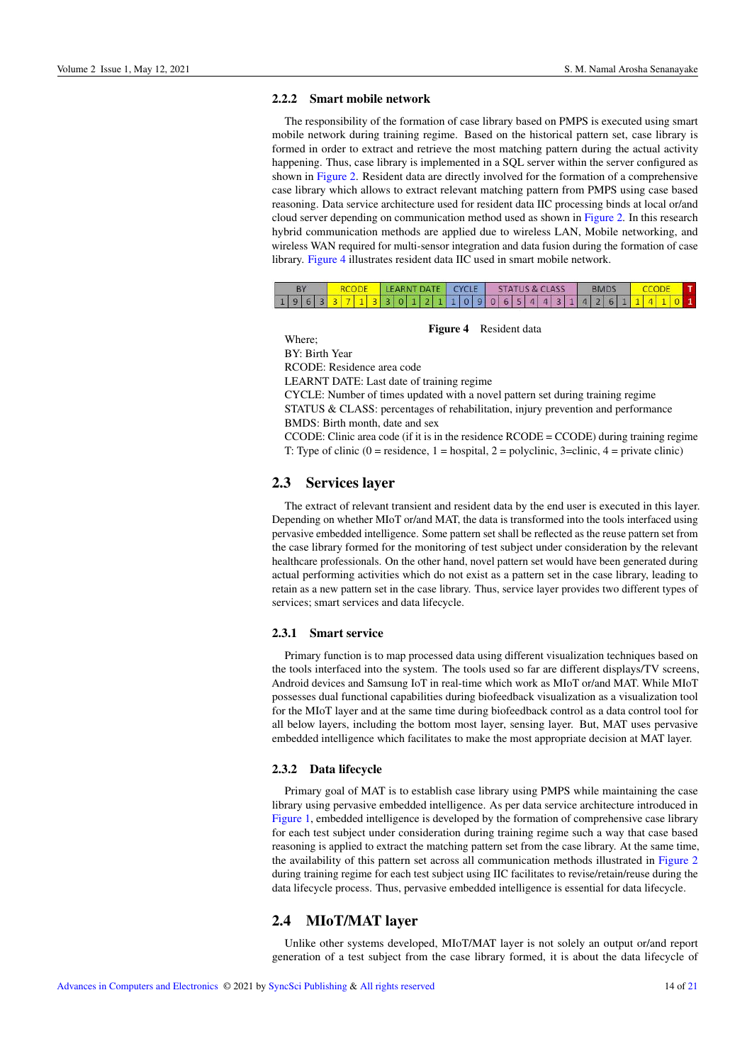### 2.2.2 Smart mobile network

The responsibility of the formation of case library based on PMPS is executed using smart mobile network during training regime. Based on the historical pattern set, case library is formed in order to extract and retrieve the most matching pattern during the actual activity happening. Thus, case library is implemented in a SQL server within the server configured as shown in Figure 2. Resident data are directly involved for the formation of a comprehensive case library which allows to extract relevant matching pattern from PMPS using case based reasoning. Data service architecture used for resident data IIC processing binds at local or/and cloud server depending on communication method used as shown in Figure 2. In this research hybrid communication methods are applied due to wireless LAN, Mobile networking, and wireless WAN required for multi-sensor integration and data fusion during the formation of case library. Figure 4 illustrates resident data IIC used in smart mobile network.

| BY | | | | RCODE | | | | LEARNT DATE | | | | | CYCLE | | | STATUS & CLASS | | | | | | | BMDS | | | | CCODE | | | | T |
|---|---|---|---|---|---|---|---|---|---|---|---|---|---|---|---|---|---|---|---|---|---|---|---|---|---|---|---|---|---|---|---|
| 1 | 9 | 6 | 3 | 3 | 7 | 1 | 3 | 3 | 0 | 1 | 2 | 1 | 1 | 0 | 9 | 0 | 6 | 5 | 4 | 4 | 3 | 1 | 4 | 2 | 6 | 1 | 1 | 4 | 1 | 0 | 1 |

**Figure 4** Resident data

Where;
BY: Birth Year
RCODE: Residence area code
LEARNT DATE: Last date of training regime
CYCLE: Number of times updated with a novel pattern set during training regime
STATUS & CLASS: percentages of rehabilitation, injury prevention and performance
BMDS: Birth month, date and sex
CCODE: Clinic area code (if it is in the residence RCODE = CCODE) during training regime
T: Type of clinic (0 = residence, 1 = hospital, 2 = polyclinic, 3=clinic, 4 = private clinic)

## 2.3 Services layer

The extract of relevant transient and resident data by the end user is executed in this layer. Depending on whether MIoT or/and MAT, the data is transformed into the tools interfaced using pervasive embedded intelligence. Some pattern set shall be reflected as the reuse pattern set from the case library formed for the monitoring of test subject under consideration by the relevant healthcare professionals. On the other hand, novel pattern set would have been generated during actual performing activities which do not exist as a pattern set in the case library, leading to retain as a new pattern set in the case library. Thus, service layer provides two different types of services; smart services and data lifecycle.

### 2.3.1 Smart service

Primary function is to map processed data using different visualization techniques based on the tools interfaced into the system. The tools used so far are different displays/TV screens, Android devices and Samsung IoT in real-time which work as MIoT or/and MAT. While MIoT possesses dual functional capabilities during biofeedback visualization as a visualization tool for the MIoT layer and at the same time during biofeedback control as a data control tool for all below layers, including the bottom most layer, sensing layer. But, MAT uses pervasive embedded intelligence which facilitates to make the most appropriate decision at MAT layer.

### 2.3.2 Data lifecycle

Primary goal of MAT is to establish case library using PMPS while maintaining the case library using pervasive embedded intelligence. As per data service architecture introduced in Figure 1, embedded intelligence is developed by the formation of comprehensive case library for each test subject under consideration during training regime such a way that case based reasoning is applied to extract the matching pattern set from the case library. At the same time, the availability of this pattern set across all communication methods illustrated in Figure 2 during training regime for each test subject using IIC facilitates to revise/retain/reuse during the data lifecycle process. Thus, pervasive embedded intelligence is essential for data lifecycle.

## 2.4 MIoT/MAT layer

Unlike other systems developed, MIoT/MAT layer is not solely an output or/and report generation of a test subject from the case library formed, it is about the data lifecycle of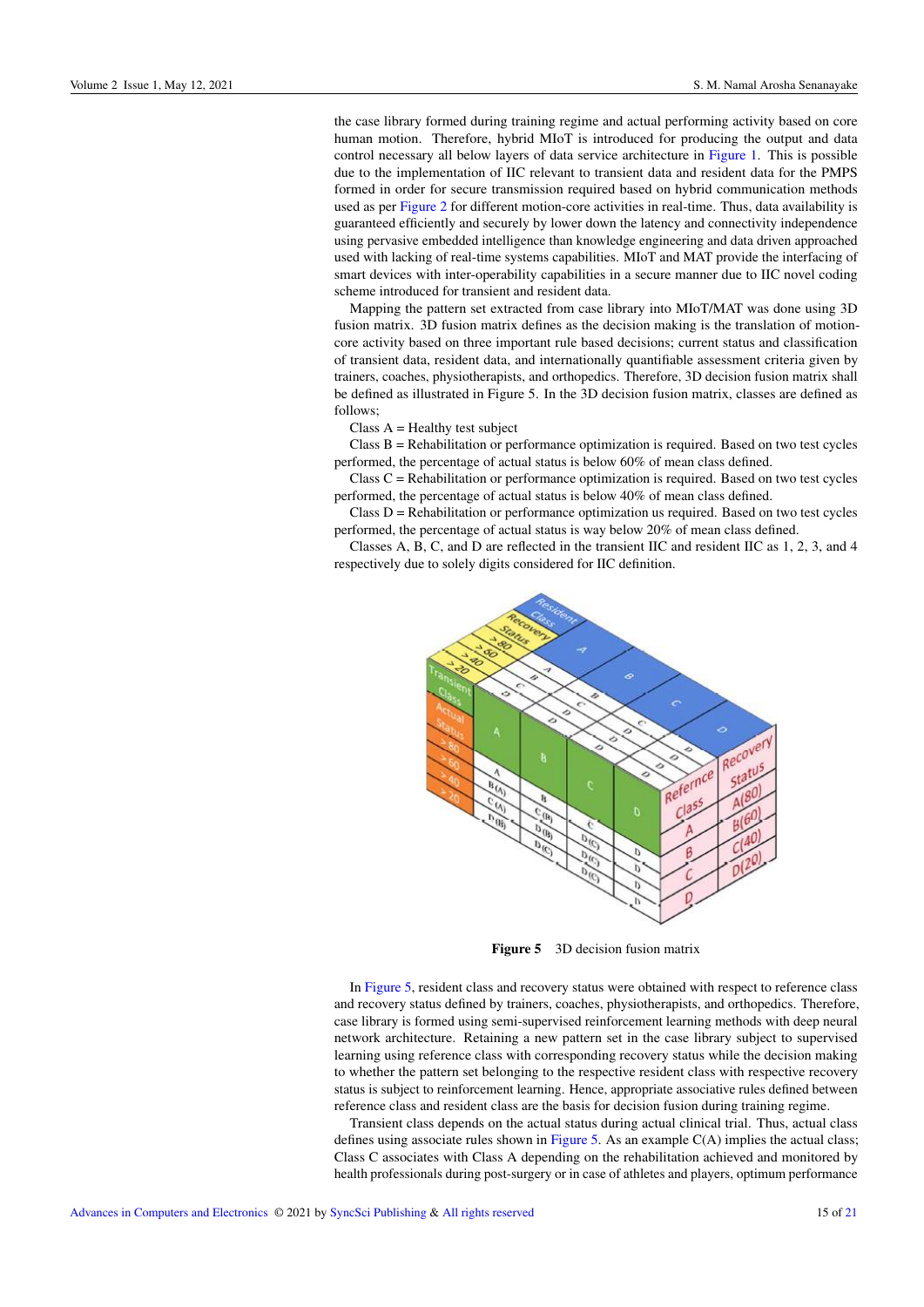the case library formed during training regime and actual performing activity based on core human motion. Therefore, hybrid MIoT is introduced for producing the output and data control necessary all below layers of data service architecture in Figure 1. This is possible due to the implementation of IIC relevant to transient data and resident data for the PMPS formed in order for secure transmission required based on hybrid communication methods used as per Figure 2 for different motion-core activities in real-time. Thus, data availability is guaranteed efficiently and securely by lower down the latency and connectivity independence using pervasive embedded intelligence than knowledge engineering and data driven approached used with lacking of real-time systems capabilities. MIoT and MAT provide the interfacing of smart devices with inter-operability capabilities in a secure manner due to IIC novel coding scheme introduced for transient and resident data.

Mapping the pattern set extracted from case library into MIoT/MAT was done using 3D fusion matrix. 3D fusion matrix defines as the decision making is the translation of motion-core activity based on three important rule based decisions; current status and classification of transient data, resident data, and internationally quantifiable assessment criteria given by trainers, coaches, physiotherapists, and orthopedics. Therefore, 3D decision fusion matrix shall be defined as illustrated in Figure 5. In the 3D decision fusion matrix, classes are defined as follows;

Class A = Healthy test subject

Class B = Rehabilitation or performance optimization is required. Based on two test cycles performed, the percentage of actual status is below 60% of mean class defined.

Class C = Rehabilitation or performance optimization is required. Based on two test cycles performed, the percentage of actual status is below 40% of mean class defined.

Class D = Rehabilitation or performance optimization us required. Based on two test cycles performed, the percentage of actual status is way below 20% of mean class defined.

Classes A, B, C, and D are reflected in the transient IIC and resident IIC as 1, 2, 3, and 4 respectively due to solely digits considered for IIC definition.

Resident Class
Recovery Status
> 80
> 60
> 40
> 20
Transient Class
Actual Status
> 80
> 60
> 40
> 20
A
B
C
D
Refernce Class
A
B
C
D
Recovery Status
A(80)
B(60)
C(40)
D(20)
A
B(A)
C(A)
D(B)
B
C(B)
D(B)
D(C)
C
D(C)
D(C)
D(C)
D
D
D
D

**Figure 5** 3D decision fusion matrix

In Figure 5, resident class and recovery status were obtained with respect to reference class and recovery status defined by trainers, coaches, physiotherapists, and orthopedics. Therefore, case library is formed using semi-supervised reinforcement learning methods with deep neural network architecture. Retaining a new pattern set in the case library subject to supervised learning using reference class with corresponding recovery status while the decision making to whether the pattern set belonging to the respective resident class with respective recovery status is subject to reinforcement learning. Hence, appropriate associative rules defined between reference class and resident class are the basis for decision fusion during training regime.

Transient class depends on the actual status during actual clinical trial. Thus, actual class defines using associate rules shown in Figure 5. As an example C(A) implies the actual class; Class C associates with Class A depending on the rehabilitation achieved and monitored by health professionals during post-surgery or in case of athletes and players, optimum performance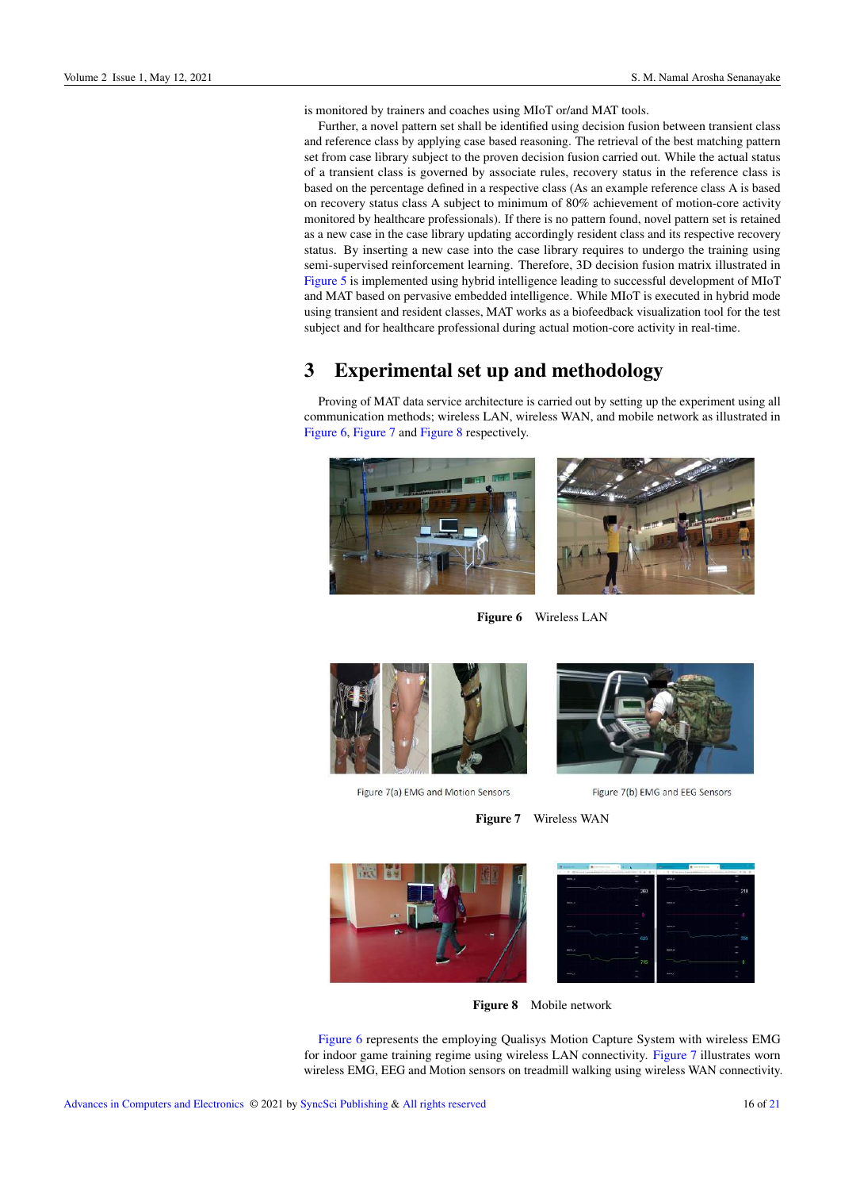is monitored by trainers and coaches using MIoT or/and MAT tools.

Further, a novel pattern set shall be identified using decision fusion between transient class and reference class by applying case based reasoning. The retrieval of the best matching pattern set from case library subject to the proven decision fusion carried out. While the actual status of a transient class is governed by associate rules, recovery status in the reference class is based on the percentage defined in a respective class (As an example reference class A is based on recovery status class A subject to minimum of 80% achievement of motion-core activity monitored by healthcare professionals). If there is no pattern found, novel pattern set is retained as a new case in the case library updating accordingly resident class and its respective recovery status. By inserting a new case into the case library requires to undergo the training using semi-supervised reinforcement learning. Therefore, 3D decision fusion matrix illustrated in Figure 5 is implemented using hybrid intelligence leading to successful development of MIoT and MAT based on pervasive embedded intelligence. While MIoT is executed in hybrid mode using transient and resident classes, MAT works as a biofeedback visualization tool for the test subject and for healthcare professional during actual motion-core activity in real-time.

# 3 Experimental set up and methodology

Proving of MAT data service architecture is carried out by setting up the experiment using all communication methods; wireless LAN, wireless WAN, and mobile network as illustrated in Figure 6, Figure 7 and Figure 8 respectively.

**Figure 6** Wireless LAN

Figure 7(a) EMG and Motion Sensors

Figure 7(b) EMG and EEG Sensors

**Figure 7** Wireless WAN

**Figure 8** Mobile network

Figure 6 represents the employing Qualisys Motion Capture System with wireless EMG for indoor game training regime using wireless LAN connectivity. Figure 7 illustrates worn wireless EMG, EEG and Motion sensors on treadmill walking using wireless WAN connectivity.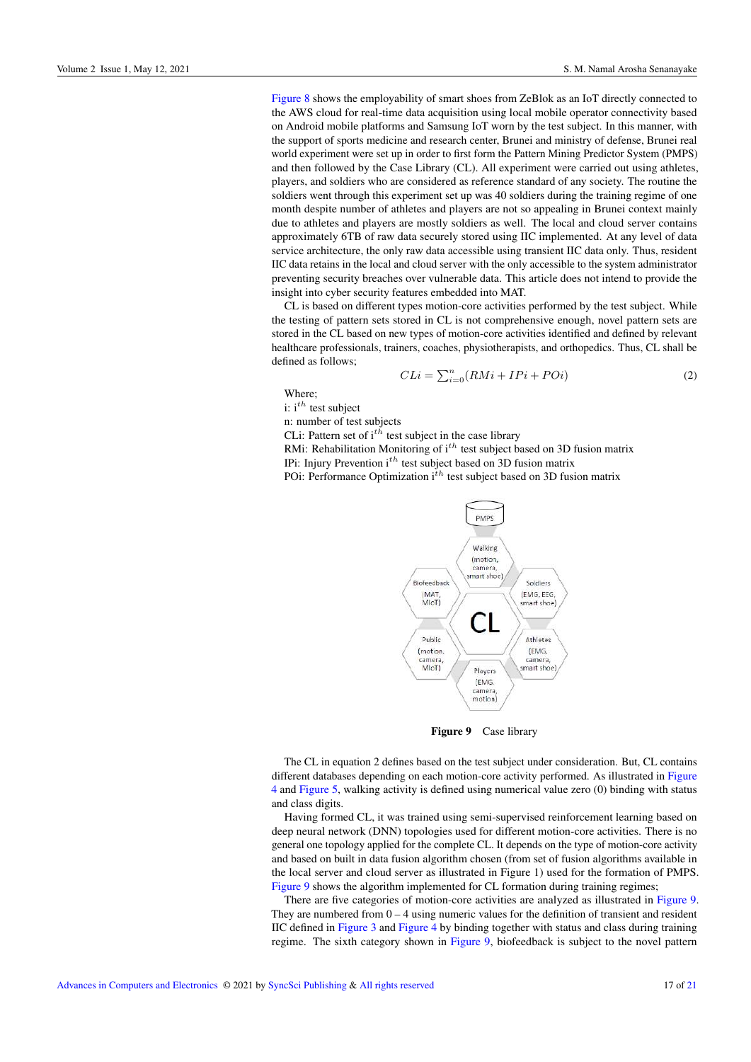Figure 8 shows the employability of smart shoes from ZeBlok as an IoT directly connected to the AWS cloud for real-time data acquisition using local mobile operator connectivity based on Android mobile platforms and Samsung IoT worn by the test subject. In this manner, with the support of sports medicine and research center, Brunei and ministry of defense, Brunei real world experiment were set up in order to first form the Pattern Mining Predictor System (PMPS) and then followed by the Case Library (CL). All experiment were carried out using athletes, players, and soldiers who are considered as reference standard of any society. The routine the soldiers went through this experiment set up was 40 soldiers during the training regime of one month despite number of athletes and players are not so appealing in Brunei context mainly due to athletes and players are mostly soldiers as well. The local and cloud server contains approximately 6TB of raw data securely stored using IIC implemented. At any level of data service architecture, the only raw data accessible using transient IIC data only. Thus, resident IIC data retains in the local and cloud server with the only accessible to the system administrator preventing security breaches over vulnerable data. This article does not intend to provide the insight into cyber security features embedded into MAT.

CL is based on different types motion-core activities performed by the test subject. While the testing of pattern sets stored in CL is not comprehensive enough, novel pattern sets are stored in the CL based on new types of motion-core activities identified and defined by relevant healthcare professionals, trainers, coaches, physiotherapists, and orthopedics. Thus, CL shall be defined as follows;

$$CLi = \sum_{i=0}^{n}(RMi + IPi + POi) \tag{2}$$

Where;
i: $i^{th}$ test subject
n: number of test subjects
CLi: Pattern set of $i^{th}$ test subject in the case library
RMi: Rehabilitation Monitoring of $i^{th}$ test subject based on 3D fusion matrix
IPi: Injury Prevention $i^{th}$ test subject based on 3D fusion matrix
POi: Performance Optimization $i^{th}$ test subject based on 3D fusion matrix

PMPS
Walking (motion, camera, smart shoe)
Soldiers (EMG, EEG, smart shoe)
Athletes (EMG, camera, smart shoe)
Players (EMG, camera, motion)
Public (motion, camera, MIoT)
Biofeedback (MAT, MIoT)
CL

**Figure 9** Case library

The CL in equation 2 defines based on the test subject under consideration. But, CL contains different databases depending on each motion-core activity performed. As illustrated in Figure 4 and Figure 5, walking activity is defined using numerical value zero (0) binding with status and class digits.

Having formed CL, it was trained using semi-supervised reinforcement learning based on deep neural network (DNN) topologies used for different motion-core activities. There is no general one topology applied for the complete CL. It depends on the type of motion-core activity and based on built in data fusion algorithm chosen (from set of fusion algorithms available in the local server and cloud server as illustrated in Figure 1) used for the formation of PMPS. Figure 9 shows the algorithm implemented for CL formation during training regimes;

There are five categories of motion-core activities are analyzed as illustrated in Figure 9. They are numbered from 0 – 4 using numeric values for the definition of transient and resident IIC defined in Figure 3 and Figure 4 by binding together with status and class during training regime. The sixth category shown in Figure 9, biofeedback is subject to the novel pattern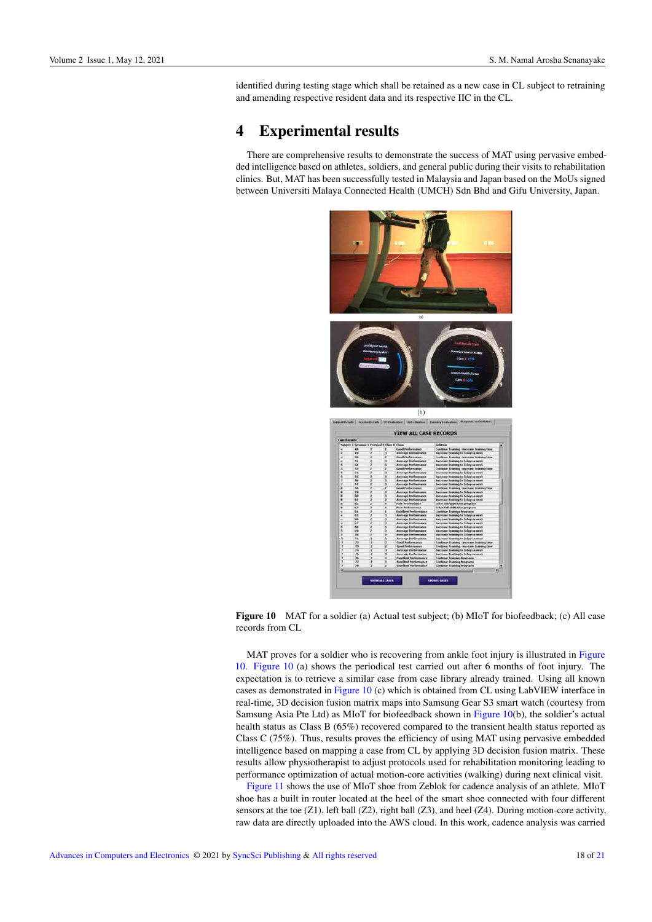identified during testing stage which shall be retained as a new case in CL subject to retraining and amending respective resident data and its respective IIC in the CL.

# 4 Experimental results

There are comprehensive results to demonstrate the success of MAT using pervasive embedded intelligence based on athletes, soldiers, and general public during their visits to rehabilitation clinics. But, MAT has been successfully tested in Malaysia and Japan based on the MoUs signed between Universiti Malaya Connected Health (UMCH) Sdn Bhd and Gifu University, Japan.

**Figure 10** MAT for a soldier (a) Actual test subject; (b) MIoT for biofeedback; (c) All case records from CL

MAT proves for a soldier who is recovering from ankle foot injury is illustrated in Figure 10. Figure 10 (a) shows the periodical test carried out after 6 months of foot injury. The expectation is to retrieve a similar case from case library already trained. Using all known cases as demonstrated in Figure 10 (c) which is obtained from CL using LabVIEW interface in real-time, 3D decision fusion matrix maps into Samsung Gear S3 smart watch (courtesy from Samsung Asia Pte Ltd) as MIoT for biofeedback shown in Figure 10(b), the soldier's actual health status as Class B (65%) recovered compared to the transient health status reported as Class C (75%). Thus, results proves the efficiency of using MAT using pervasive embedded intelligence based on mapping a case from CL by applying 3D decision fusion matrix. These results allow physiotherapist to adjust protocols used for rehabilitation monitoring leading to performance optimization of actual motion-core activities (walking) during next clinical visit.

Figure 11 shows the use of MIoT shoe from Zeblok for cadence analysis of an athlete. MIoT shoe has a built in router located at the heel of the smart shoe connected with four different sensors at the toe (Z1), left ball (Z2), right ball (Z3), and heel (Z4). During motion-core activity, raw data are directly uploaded into the AWS cloud. In this work, cadence analysis was carried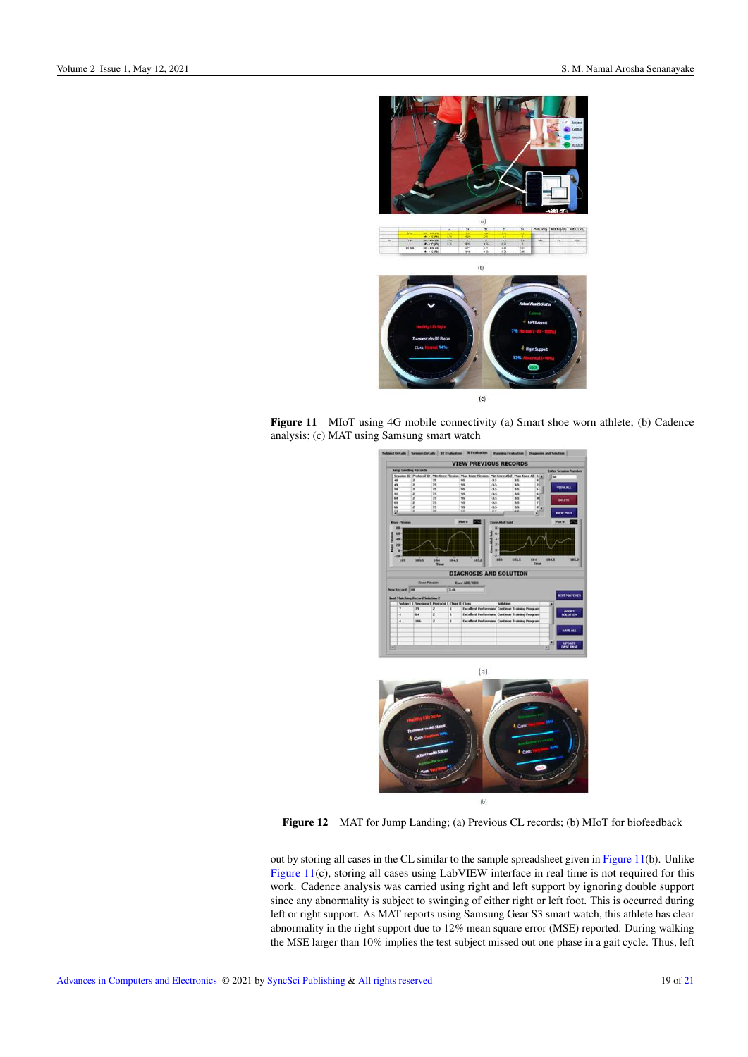**Figure 11** MIoT using 4G mobile connectivity (a) Smart shoe worn athlete; (b) Cadence analysis; (c) MAT using Samsung smart watch

**Figure 12** MAT for Jump Landing; (a) Previous CL records; (b) MIoT for biofeedback

out by storing all cases in the CL similar to the sample spreadsheet given in Figure 11(b). Unlike Figure 11(c), storing all cases using LabVIEW interface in real time is not required for this work. Cadence analysis was carried using right and left support by ignoring double support since any abnormality is subject to swinging of either right or left foot. This is occurred during left or right support. As MAT reports using Samsung Gear S3 smart watch, this athlete has clear abnormality in the right support due to 12% mean square error (MSE) reported. During walking the MSE larger than 10% implies the test subject missed out one phase in a gait cycle. Thus, left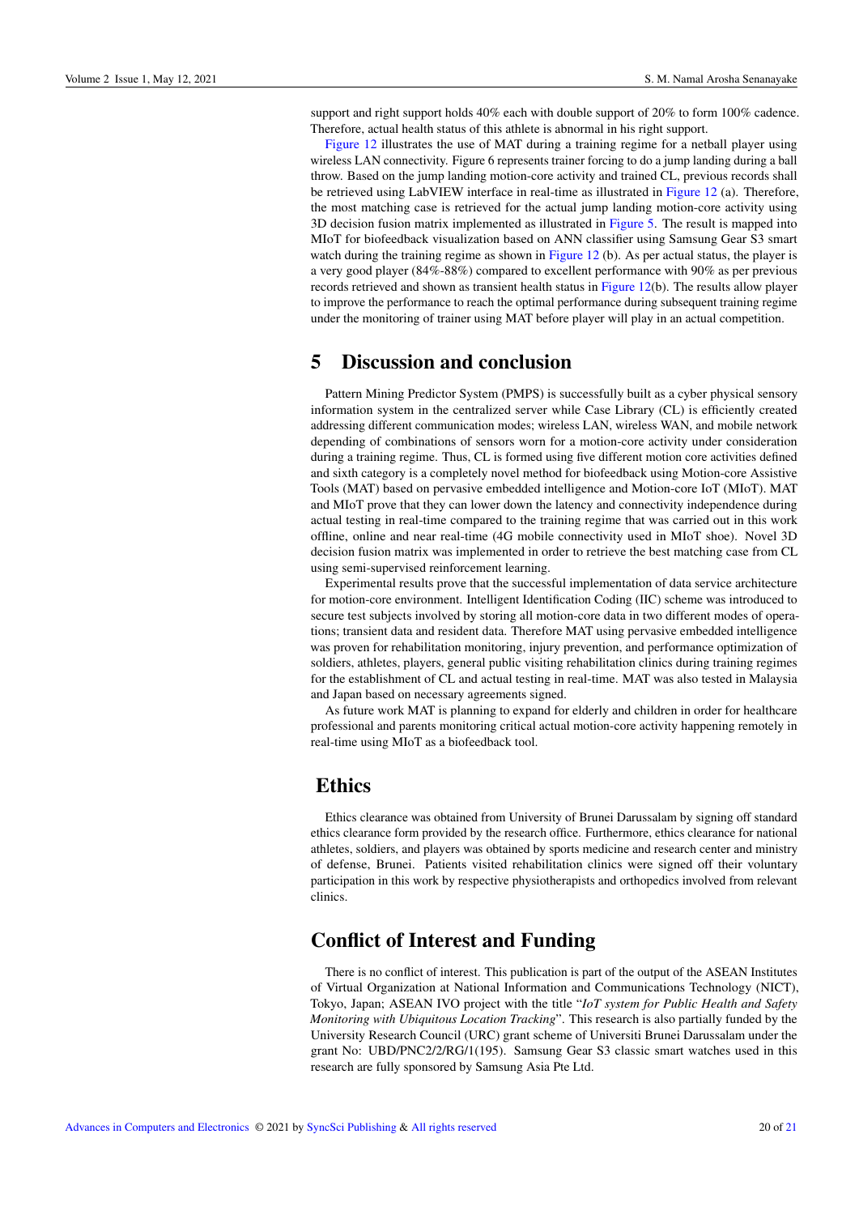support and right support holds 40% each with double support of 20% to form 100% cadence. Therefore, actual health status of this athlete is abnormal in his right support.

Figure 12 illustrates the use of MAT during a training regime for a netball player using wireless LAN connectivity. Figure 6 represents trainer forcing to do a jump landing during a ball throw. Based on the jump landing motion-core activity and trained CL, previous records shall be retrieved using LabVIEW interface in real-time as illustrated in Figure 12 (a). Therefore, the most matching case is retrieved for the actual jump landing motion-core activity using 3D decision fusion matrix implemented as illustrated in Figure 5. The result is mapped into MIoT for biofeedback visualization based on ANN classifier using Samsung Gear S3 smart watch during the training regime as shown in Figure 12 (b). As per actual status, the player is a very good player (84%-88%) compared to excellent performance with 90% as per previous records retrieved and shown as transient health status in Figure 12(b). The results allow player to improve the performance to reach the optimal performance during subsequent training regime under the monitoring of trainer using MAT before player will play in an actual competition.

# 5 Discussion and conclusion

Pattern Mining Predictor System (PMPS) is successfully built as a cyber physical sensory information system in the centralized server while Case Library (CL) is efficiently created addressing different communication modes; wireless LAN, wireless WAN, and mobile network depending of combinations of sensors worn for a motion-core activity under consideration during a training regime. Thus, CL is formed using five different motion core activities defined and sixth category is a completely novel method for biofeedback using Motion-core Assistive Tools (MAT) based on pervasive embedded intelligence and Motion-core IoT (MIoT). MAT and MIoT prove that they can lower down the latency and connectivity independence during actual testing in real-time compared to the training regime that was carried out in this work offline, online and near real-time (4G mobile connectivity used in MIoT shoe). Novel 3D decision fusion matrix was implemented in order to retrieve the best matching case from CL using semi-supervised reinforcement learning.

Experimental results prove that the successful implementation of data service architecture for motion-core environment. Intelligent Identification Coding (IIC) scheme was introduced to secure test subjects involved by storing all motion-core data in two different modes of operations; transient data and resident data. Therefore MAT using pervasive embedded intelligence was proven for rehabilitation monitoring, injury prevention, and performance optimization of soldiers, athletes, players, general public visiting rehabilitation clinics during training regimes for the establishment of CL and actual testing in real-time. MAT was also tested in Malaysia and Japan based on necessary agreements signed.

As future work MAT is planning to expand for elderly and children in order for healthcare professional and parents monitoring critical actual motion-core activity happening remotely in real-time using MIoT as a biofeedback tool.

# Ethics

Ethics clearance was obtained from University of Brunei Darussalam by signing off standard ethics clearance form provided by the research office. Furthermore, ethics clearance for national athletes, soldiers, and players was obtained by sports medicine and research center and ministry of defense, Brunei. Patients visited rehabilitation clinics were signed off their voluntary participation in this work by respective physiotherapists and orthopedics involved from relevant clinics.

# Conflict of Interest and Funding

There is no conflict of interest. This publication is part of the output of the ASEAN Institutes of Virtual Organization at National Information and Communications Technology (NICT), Tokyo, Japan; ASEAN IVO project with the title "*IoT system for Public Health and Safety Monitoring with Ubiquitous Location Tracking*". This research is also partially funded by the University Research Council (URC) grant scheme of Universiti Brunei Darussalam under the grant No: UBD/PNC2/2/RG/1(195). Samsung Gear S3 classic smart watches used in this research are fully sponsored by Samsung Asia Pte Ltd.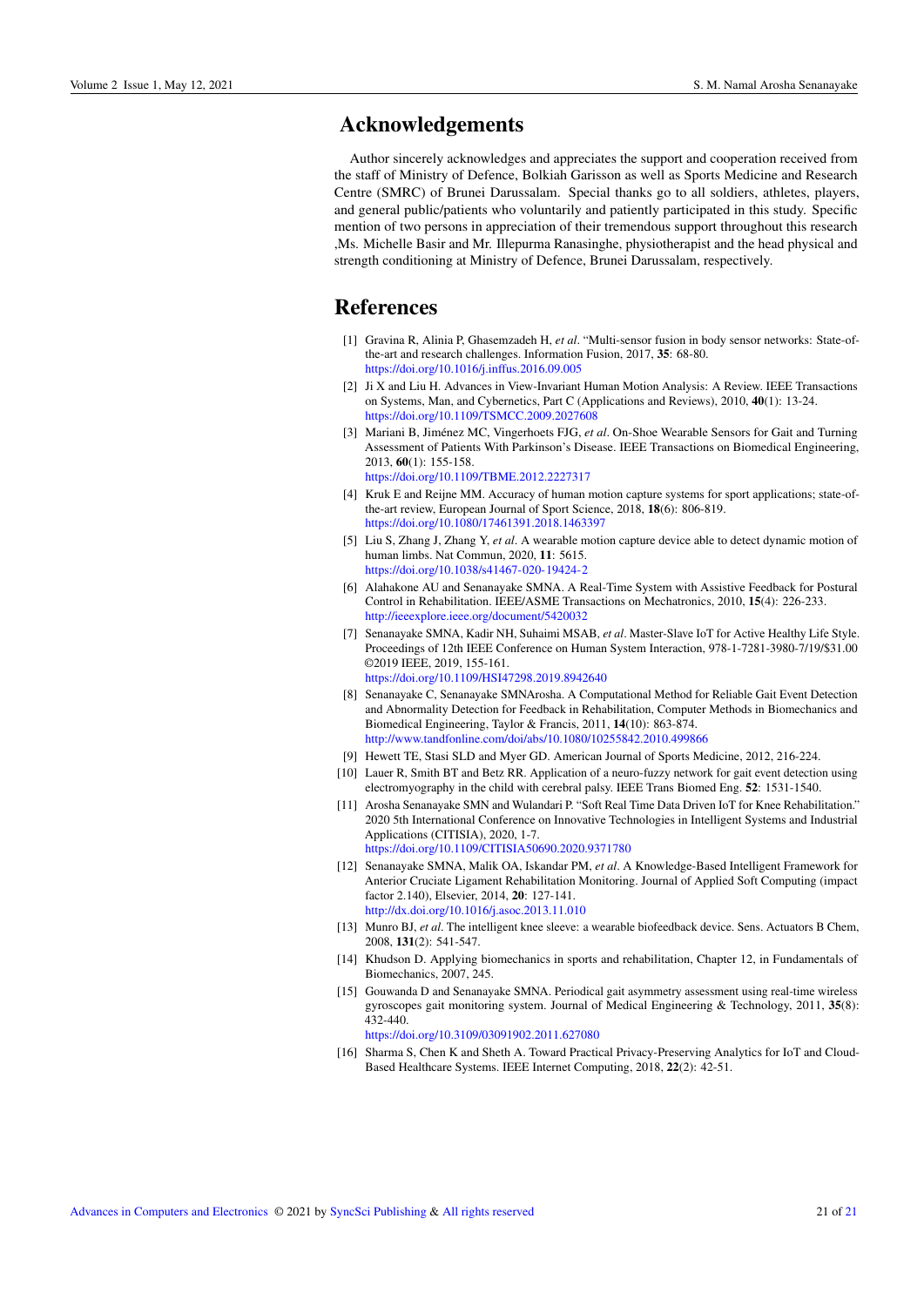## Acknowledgements

Author sincerely acknowledges and appreciates the support and cooperation received from the staff of Ministry of Defence, Bolkiah Garisson as well as Sports Medicine and Research Centre (SMRC) of Brunei Darussalam. Special thanks go to all soldiers, athletes, players, and general public/patients who voluntarily and patiently participated in this study. Specific mention of two persons in appreciation of their tremendous support throughout this research ,Ms. Michelle Basir and Mr. Illepurma Ranasinghe, physiotherapist and the head physical and strength conditioning at Ministry of Defence, Brunei Darussalam, respectively.

## References

[1] Gravina R, Alinia P, Ghasemzadeh H, *et al*. "Multi-sensor fusion in body sensor networks: State-of-the-art and research challenges. Information Fusion, 2017, **35**: 68-80. https://doi.org/10.1016/j.inffus.2016.09.005

[2] Ji X and Liu H. Advances in View-Invariant Human Motion Analysis: A Review. IEEE Transactions on Systems, Man, and Cybernetics, Part C (Applications and Reviews), 2010, **40**(1): 13-24. https://doi.org/10.1109/TSMCC.2009.2027608

[3] Mariani B, Jiménez MC, Vingerhoets FJG, *et al*. On-Shoe Wearable Sensors for Gait and Turning Assessment of Patients With Parkinson's Disease. IEEE Transactions on Biomedical Engineering, 2013, **60**(1): 155-158. https://doi.org/10.1109/TBME.2012.2227317

[4] Kruk E and Reijne MM. Accuracy of human motion capture systems for sport applications; state-of-the-art review, European Journal of Sport Science, 2018, **18**(6): 806-819. https://doi.org/10.1080/17461391.2018.1463397

[5] Liu S, Zhang J, Zhang Y, *et al*. A wearable motion capture device able to detect dynamic motion of human limbs. Nat Commun, 2020, **11**: 5615. https://doi.org/10.1038/s41467-020-19424-2

[6] Alahakone AU and Senanayake SMNA. A Real-Time System with Assistive Feedback for Postural Control in Rehabilitation. IEEE/ASME Transactions on Mechatronics, 2010, **15**(4): 226-233. http://ieeexplore.ieee.org/document/5420032

[7] Senanayake SMNA, Kadir NH, Suhaimi MSAB, *et al*. Master-Slave IoT for Active Healthy Life Style. Proceedings of 12th IEEE Conference on Human System Interaction, 978-1-7281-3980-7/19/$31.00 ©2019 IEEE, 2019, 155-161. https://doi.org/10.1109/HSI47298.2019.8942640

[8] Senanayake C, Senanayake SMNArosha. A Computational Method for Reliable Gait Event Detection and Abnormality Detection for Feedback in Rehabilitation, Computer Methods in Biomechanics and Biomedical Engineering, Taylor & Francis, 2011, **14**(10): 863-874. http://www.tandfonline.com/doi/abs/10.1080/10255842.2010.499866

[9] Hewett TE, Stasi SLD and Myer GD. American Journal of Sports Medicine, 2012, 216-224.

[10] Lauer R, Smith BT and Betz RR. Application of a neuro-fuzzy network for gait event detection using electromyography in the child with cerebral palsy. IEEE Trans Biomed Eng. **52**: 1531-1540.

[11] Arosha Senanayake SMN and Wulandari P. "Soft Real Time Data Driven IoT for Knee Rehabilitation." 2020 5th International Conference on Innovative Technologies in Intelligent Systems and Industrial Applications (CITISIA), 2020, 1-7. https://doi.org/10.1109/CITISIA50690.2020.9371780

[12] Senanayake SMNA, Malik OA, Iskandar PM, *et al*. A Knowledge-Based Intelligent Framework for Anterior Cruciate Ligament Rehabilitation Monitoring. Journal of Applied Soft Computing (impact factor 2.140), Elsevier, 2014, **20**: 127-141. http://dx.doi.org/10.1016/j.asoc.2013.11.010

[13] Munro BJ, *et al*. The intelligent knee sleeve: a wearable biofeedback device. Sens. Actuators B Chem, 2008, **131**(2): 541-547.

[14] Khudson D. Applying biomechanics in sports and rehabilitation, Chapter 12, in Fundamentals of Biomechanics, 2007, 245.

[15] Gouwanda D and Senanayake SMNA. Periodical gait asymmetry assessment using real-time wireless gyroscopes gait monitoring system. Journal of Medical Engineering & Technology, 2011, **35**(8): 432-440. https://doi.org/10.3109/03091902.2011.627080

[16] Sharma S, Chen K and Sheth A. Toward Practical Privacy-Preserving Analytics for IoT and Cloud-Based Healthcare Systems. IEEE Internet Computing, 2018, **22**(2): 42-51.